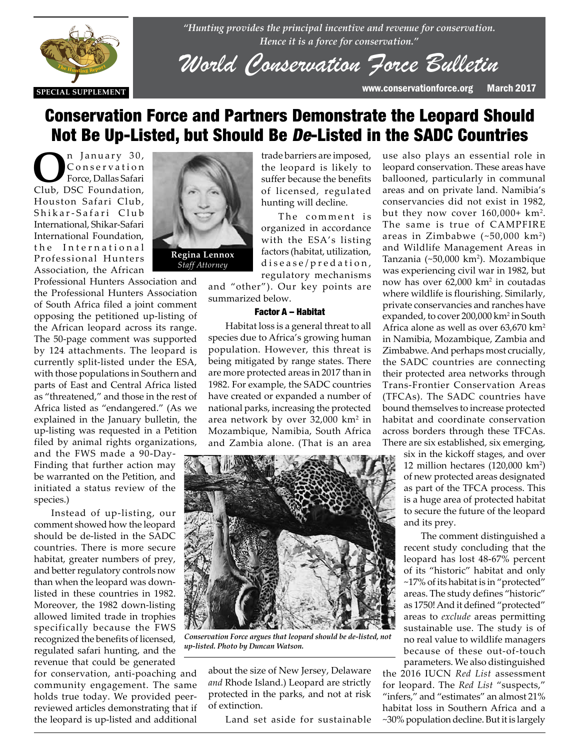*"Hunting provides the principal incentive and revenue for conservation. Hence it is a force for conservation."*

# World Conservation Force Bulletin

SPECIAL SUPPLEMENT

www.conservationforce.org March 2017

## Conservation Force and Partners Demonstrate the Leopard Should Not Be Up-Listed, but Should Be *De*-Listed in the SADC Countries

**Regina Lennox**
*Staff Attorney*

On January 30, Conservation Force, Dallas Safari Club, DSC Foundation, Houston Safari Club, Shikar-Safari Club International, Shikar-Safari International Foundation, the International Professional Hunters Association, the African Professional Hunters Association and the Professional Hunters Association of South Africa filed a joint comment opposing the petitioned up-listing of the African leopard across its range. The 50-page comment was supported by 124 attachments. The leopard is currently split-listed under the ESA, with those populations in Southern and parts of East and Central Africa listed as "threatened," and those in the rest of Africa listed as "endangered." (As we explained in the January bulletin, the up-listing was requested in a Petition filed by animal rights organizations, and the FWS made a 90-Day-Finding that further action may be warranted on the Petition, and initiated a status review of the species.)

Instead of up-listing, our comment showed how the leopard should be de-listed in the SADC countries. There is more secure habitat, greater numbers of prey, and better regulatory controls now than when the leopard was down-listed in these countries in 1982. Moreover, the 1982 down-listing allowed limited trade in trophies specifically because the FWS recognized the benefits of licensed, regulated safari hunting, and the revenue that could be generated for conservation, anti-poaching and community engagement. The same holds true today. We provided peer-reviewed articles demonstrating that if the leopard is up-listed and additional trade barriers are imposed, the leopard is likely to suffer because the benefits of licensed, regulated hunting will decline.

The comment is organized in accordance with the ESA's listing factors (habitat, utilization, disease/predation, regulatory mechanisms and "other"). Our key points are summarized below.

### Factor A – Habitat

Habitat loss is a general threat to all species due to Africa's growing human population. However, this threat is being mitigated by range states. There are more protected areas in 2017 than in 1982. For example, the SADC countries have created or expanded a number of national parks, increasing the protected area network by over 32,000 km$^2$ in Mozambique, Namibia, South Africa and Zambia alone. (That is an area about the size of New Jersey, Delaware *and* Rhode Island.) Leopard are strictly protected in the parks, and not at risk of extinction.

*Conservation Force argues that leopard should be de-listed, not up-listed. Photo by Duncan Watson.*

Land set aside for sustainable use also plays an essential role in leopard conservation. These areas have ballooned, particularly in communal areas and on private land. Namibia's conservancies did not exist in 1982, but they now cover 160,000+ km$^2$. The same is true of CAMPFIRE areas in Zimbabwe (~50,000 km$^2$) and Wildlife Management Areas in Tanzania (~50,000 km$^2$). Mozambique was experiencing civil war in 1982, but now has over 62,000 km$^2$ in coutadas where wildlife is flourishing. Similarly, private conservancies and ranches have expanded, to cover 200,000 km$^2$ in South Africa alone as well as over 63,670 km$^2$ in Namibia, Mozambique, Zambia and Zimbabwe. And perhaps most crucially, the SADC countries are connecting their protected area networks through Trans-Frontier Conservation Areas (TFCAs). The SADC countries have bound themselves to increase protected habitat and coordinate conservation across borders through these TFCAs. There are six established, six emerging, six in the kickoff stages, and over 12 million hectares (120,000 km$^2$) of new protected areas designated as part of the TFCA process. This is a huge area of protected habitat to secure the future of the leopard and its prey.

The comment distinguished a recent study concluding that the leopard has lost 48-67% percent of its "historic" habitat and only ~17% of its habitat is in "protected" areas. The study defines "historic" as 1750! And it defined "protected" areas to *exclude* areas permitting sustainable use. The study is of no real value to wildlife managers because of these out-of-touch parameters. We also distinguished the 2016 IUCN *Red List* assessment for leopard. The *Red List* "suspects," "infers," and "estimates" an almost 21% habitat loss in Southern Africa and a ~30% population decline. But it is largely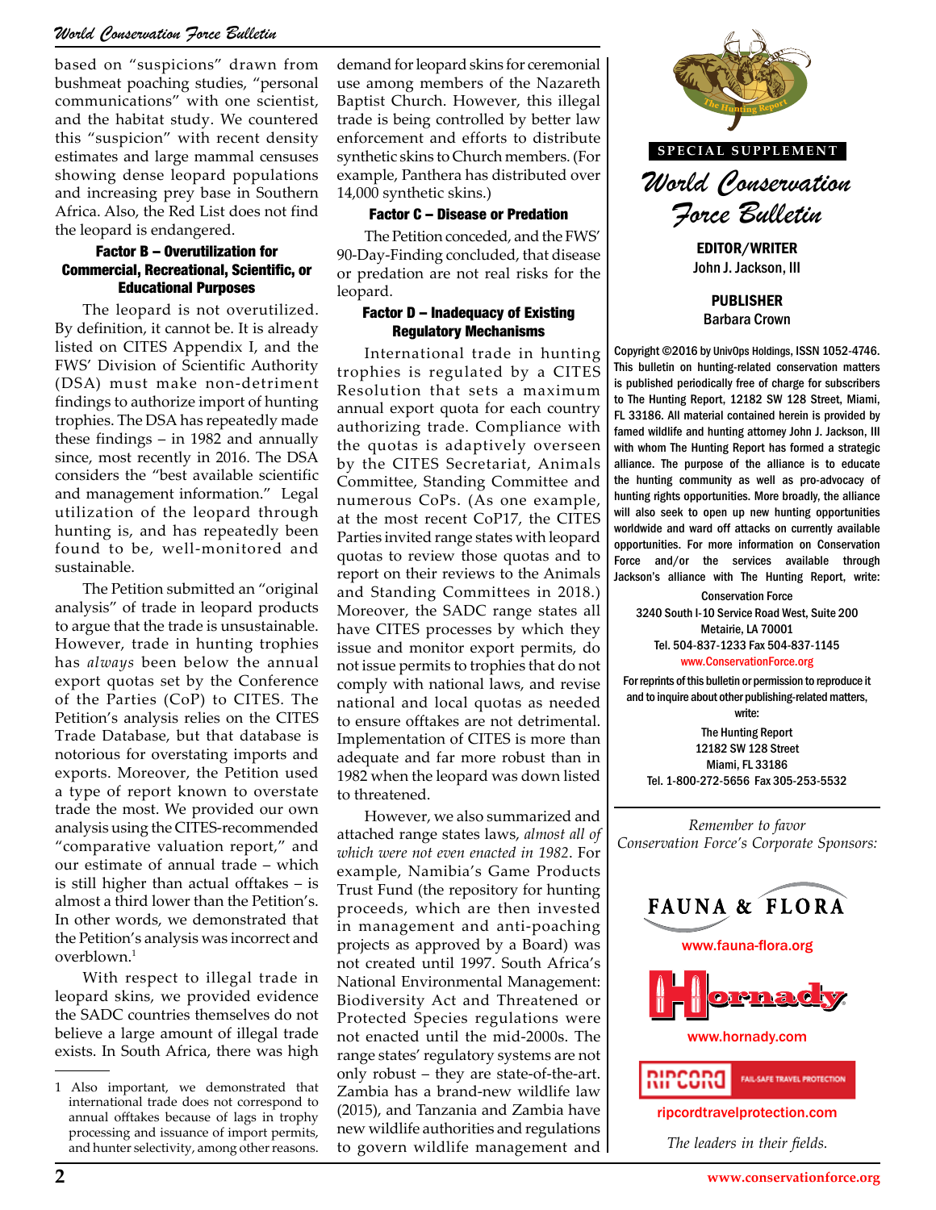based on "suspicions" drawn from bushmeat poaching studies, "personal communications" with one scientist, and the habitat study. We countered this "suspicion" with recent density estimates and large mammal censuses showing dense leopard populations and increasing prey base in Southern Africa. Also, the Red List does not find the leopard is endangered.

#### Factor B – Overutilization for Commercial, Recreational, Scientific, or Educational Purposes

The leopard is not overutilized. By definition, it cannot be. It is already listed on CITES Appendix I, and the FWS' Division of Scientific Authority (DSA) must make non-detriment findings to authorize import of hunting trophies. The DSA has repeatedly made these findings – in 1982 and annually since, most recently in 2016. The DSA considers the "best available scientific and management information." Legal utilization of the leopard through hunting is, and has repeatedly been found to be, well-monitored and sustainable.

The Petition submitted an "original analysis" of trade in leopard products to argue that the trade is unsustainable. However, trade in hunting trophies has *always* been below the annual export quotas set by the Conference of the Parties (CoP) to CITES. The Petition's analysis relies on the CITES Trade Database, but that database is notorious for overstating imports and exports. Moreover, the Petition used a type of report known to overstate trade the most. We provided our own analysis using the CITES-recommended "comparative valuation report," and our estimate of annual trade – which is still higher than actual offtakes – is almost a third lower than the Petition's. In other words, we demonstrated that the Petition's analysis was incorrect and overblown.[1]

With respect to illegal trade in leopard skins, we provided evidence the SADC countries themselves do not believe a large amount of illegal trade exists. In South Africa, there was high demand for leopard skins for ceremonial use among members of the Nazareth Baptist Church. However, this illegal trade is being controlled by better law enforcement and efforts to distribute synthetic skins to Church members. (For example, Panthera has distributed over 14,000 synthetic skins.)

#### Factor C – Disease or Predation

The Petition conceded, and the FWS' 90-Day-Finding concluded, that disease or predation are not real risks for the leopard.

#### Factor D – Inadequacy of Existing Regulatory Mechanisms

International trade in hunting trophies is regulated by a CITES Resolution that sets a maximum annual export quota for each country authorizing trade. Compliance with the quotas is adaptively overseen by the CITES Secretariat, Animals Committee, Standing Committee and numerous CoPs. (As one example, at the most recent CoP17, the CITES Parties invited range states with leopard quotas to review those quotas and to report on their reviews to the Animals and Standing Committees in 2018.) Moreover, the SADC range states all have CITES processes by which they issue and monitor export permits, do not issue permits to trophies that do not comply with national laws, and revise national and local quotas as needed to ensure offtakes are not detrimental. Implementation of CITES is more than adequate and far more robust than in 1982 when the leopard was down listed to threatened.

However, we also summarized and attached range states laws, *almost all of which were not even enacted in 1982*. For example, Namibia's Game Products Trust Fund (the repository for hunting proceeds, which are then invested in management and anti-poaching projects as approved by a Board) was not created until 1997. South Africa's National Environmental Management: Biodiversity Act and Threatened or Protected Species regulations were not enacted until the mid-2000s. The range states' regulatory systems are not only robust – they are state-of-the-art. Zambia has a brand-new wildlife law (2015), and Tanzania and Zambia have new wildlife authorities and regulations to govern wildlife management and

1 Also important, we demonstrated that international trade does not correspond to annual offtakes because of lags in trophy processing and issuance of import permits, and hunter selectivity, among other reasons.

**SPECIAL SUPPLEMENT**

## World Conservation Force Bulletin

**EDITOR/WRITER**
John J. Jackson, III

**PUBLISHER**
Barbara Crown

Copyright ©2016 by UnivOps Holdings, ISSN 1052-4746. This bulletin on hunting-related conservation matters is published periodically free of charge for subscribers to The Hunting Report, 12182 SW 128 Street, Miami, FL 33186. All material contained herein is provided by famed wildlife and hunting attorney John J. Jackson, III with whom The Hunting Report has formed a strategic alliance. The purpose of the alliance is to educate the hunting community as well as pro-advocacy of hunting rights opportunities. More broadly, the alliance will also seek to open up new hunting opportunities worldwide and ward off attacks on currently available opportunities. For more information on Conservation Force and/or the services available through Jackson's alliance with The Hunting Report, write:

Conservation Force
3240 South I-10 Service Road West, Suite 200
Metairie, LA 70001
Tel. 504-837-1233 Fax 504-837-1145
www.ConservationForce.org

For reprints of this bulletin or permission to reproduce it and to inquire about other publishing-related matters, write:

The Hunting Report
12182 SW 128 Street
Miami, FL 33186
Tel. 1-800-272-5656 Fax 305-253-5532

*Remember to favor Conservation Force's Corporate Sponsors:*

FAUNA & FLORA
www.fauna-flora.org

Hornady
www.hornady.com

RIPCORD FAIL-SAFE TRAVEL PROTECTION
ripcordtravelprotection.com

*The leaders in their fields.*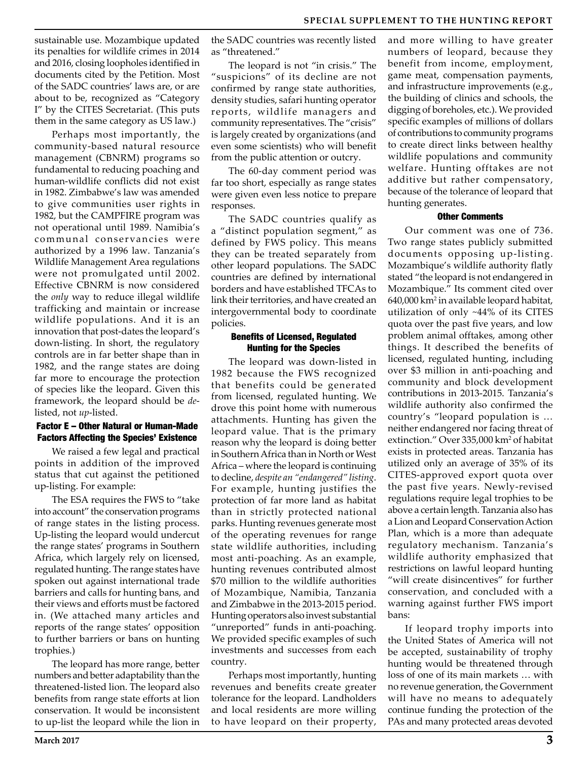sustainable use. Mozambique updated its penalties for wildlife crimes in 2014 and 2016, closing loopholes identified in documents cited by the Petition. Most of the SADC countries' laws are, or are about to be, recognized as "Category I" by the CITES Secretariat. (This puts them in the same category as US law.)

Perhaps most importantly, the community-based natural resource management (CBNRM) programs so fundamental to reducing poaching and human-wildlife conflicts did not exist in 1982. Zimbabwe's law was amended to give communities user rights in 1982, but the CAMPFIRE program was not operational until 1989. Namibia's communal conservancies were authorized by a 1996 law. Tanzania's Wildlife Management Area regulations were not promulgated until 2002. Effective CBNRM is now considered the *only* way to reduce illegal wildlife trafficking and maintain or increase wildlife populations. And it is an innovation that post-dates the leopard's down-listing. In short, the regulatory controls are in far better shape than in 1982, and the range states are doing far more to encourage the protection of species like the leopard. Given this framework, the leopard should be *de*-listed, not *up*-listed.

### Factor E – Other Natural or Human-Made Factors Affecting the Species' Existence

We raised a few legal and practical points in addition of the improved status that cut against the petitioned up-listing. For example:

The ESA requires the FWS to "take into account" the conservation programs of range states in the listing process. Up-listing the leopard would undercut the range states' programs in Southern Africa, which largely rely on licensed, regulated hunting. The range states have spoken out against international trade barriers and calls for hunting bans, and their views and efforts must be factored in. (We attached many articles and reports of the range states' opposition to further barriers or bans on hunting trophies.)

The leopard has more range, better numbers and better adaptability than the threatened-listed lion. The leopard also benefits from range state efforts at lion conservation. It would be inconsistent to up-list the leopard while the lion in the SADC countries was recently listed as "threatened."

The leopard is not "in crisis." The "suspicions" of its decline are not confirmed by range state authorities, density studies, safari hunting operator reports, wildlife managers and community representatives. The "crisis" is largely created by organizations (and even some scientists) who will benefit from the public attention or outcry.

The 60-day comment period was far too short, especially as range states were given even less notice to prepare responses.

The SADC countries qualify as a "distinct population segment," as defined by FWS policy. This means they can be treated separately from other leopard populations. The SADC countries are defined by international borders and have established TFCAs to link their territories, and have created an intergovernmental body to coordinate policies.

### Benefits of Licensed, Regulated Hunting for the Species

The leopard was down-listed in 1982 because the FWS recognized that benefits could be generated from licensed, regulated hunting. We drove this point home with numerous attachments. Hunting has given the leopard value. That is the primary reason why the leopard is doing better in Southern Africa than in North or West Africa – where the leopard is continuing to decline, *despite an "endangered" listing*. For example, hunting justifies the protection of far more land as habitat than in strictly protected national parks. Hunting revenues generate most of the operating revenues for range state wildlife authorities, including most anti-poaching. As an example, hunting revenues contributed almost \$70 million to the wildlife authorities of Mozambique, Namibia, Tanzania and Zimbabwe in the 2013-2015 period. Hunting operators also invest substantial "unreported" funds in anti-poaching. We provided specific examples of such investments and successes from each country.

Perhaps most importantly, hunting revenues and benefits create greater tolerance for the leopard. Landholders and local residents are more willing to have leopard on their property, and more willing to have greater numbers of leopard, because they benefit from income, employment, game meat, compensation payments, and infrastructure improvements (e.g., the building of clinics and schools, the digging of boreholes, etc.). We provided specific examples of millions of dollars of contributions to community programs to create direct links between healthy wildlife populations and community welfare. Hunting offtakes are not additive but rather compensatory, because of the tolerance of leopard that hunting generates.

### Other Comments

Our comment was one of 736. Two range states publicly submitted documents opposing up-listing. Mozambique's wildlife authority flatly stated "the leopard is not endangered in Mozambique." Its comment cited over 640,000 km² in available leopard habitat, utilization of only ~44% of its CITES quota over the past five years, and low problem animal offtakes, among other things. It described the benefits of licensed, regulated hunting, including over \$3 million in anti-poaching and community and block development contributions in 2013-2015. Tanzania's wildlife authority also confirmed the country's "leopard population is … neither endangered nor facing threat of extinction." Over 335,000 km² of habitat exists in protected areas. Tanzania has utilized only an average of 35% of its CITES-approved export quota over the past five years. Newly-revised regulations require legal trophies to be above a certain length. Tanzania also has a Lion and Leopard Conservation Action Plan, which is a more than adequate regulatory mechanism. Tanzania's wildlife authority emphasized that restrictions on lawful leopard hunting "will create disincentives" for further conservation, and concluded with a warning against further FWS import bans:

> If leopard trophy imports into the United States of America will not be accepted, sustainability of trophy hunting would be threatened through loss of one of its main markets … with no revenue generation, the Government will have no means to adequately continue funding the protection of the PAs and many protected areas devoted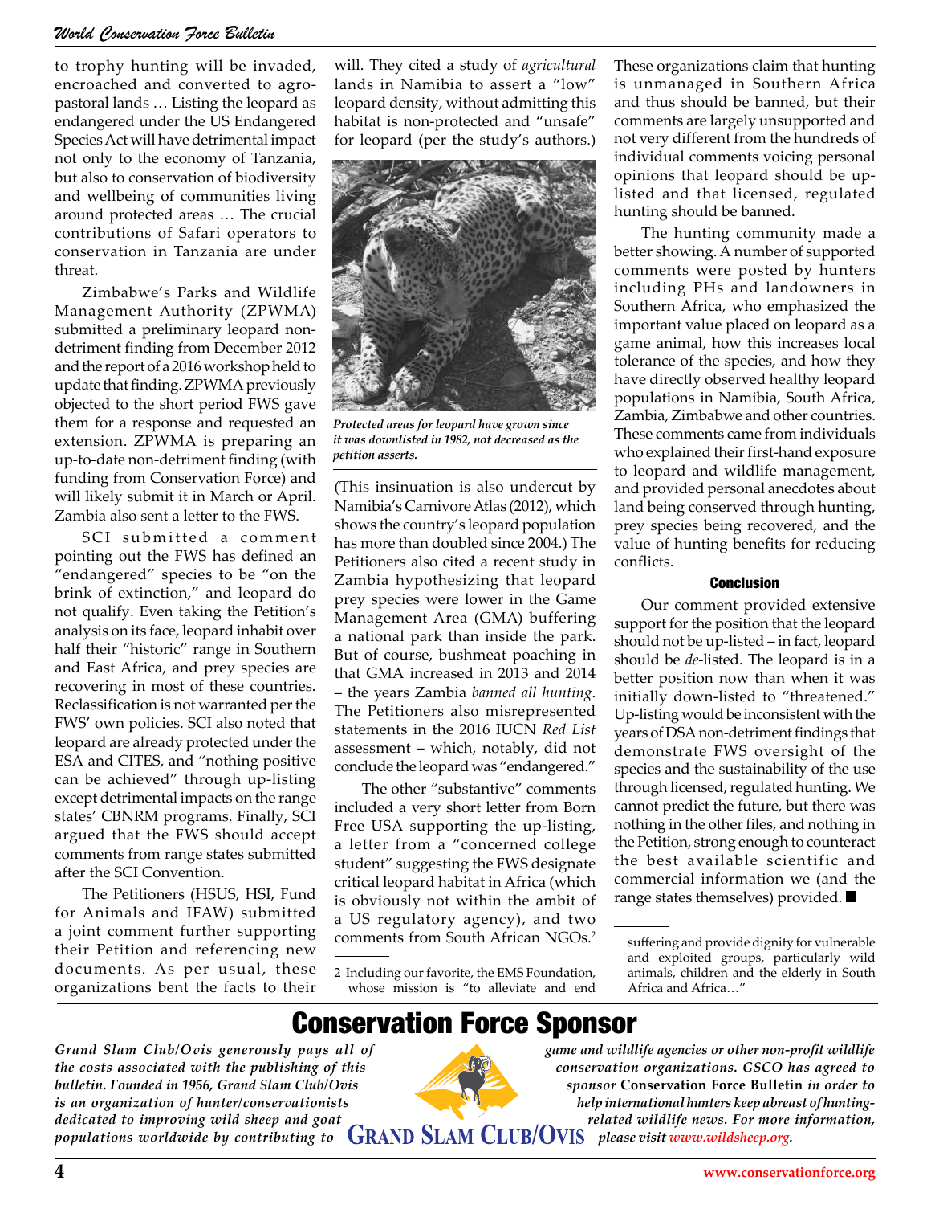to trophy hunting will be invaded, encroached and converted to agro-pastoral lands … Listing the leopard as endangered under the US Endangered Species Act will have detrimental impact not only to the economy of Tanzania, but also to conservation of biodiversity and wellbeing of communities living around protected areas … The crucial contributions of Safari operators to conservation in Tanzania are under threat.

Zimbabwe's Parks and Wildlife Management Authority (ZPWMA) submitted a preliminary leopard non-detriment finding from December 2012 and the report of a 2016 workshop held to update that finding. ZPWMA previously objected to the short period FWS gave them for a response and requested an extension. ZPWMA is preparing an up-to-date non-detriment finding (with funding from Conservation Force) and will likely submit it in March or April. Zambia also sent a letter to the FWS.

SCI submitted a comment pointing out the FWS has defined an "endangered" species to be "on the brink of extinction," and leopard do not qualify. Even taking the Petition's analysis on its face, leopard inhabit over half their "historic" range in Southern and East Africa, and prey species are recovering in most of these countries. Reclassification is not warranted per the FWS' own policies. SCI also noted that leopard are already protected under the ESA and CITES, and "nothing positive can be achieved" through up-listing except detrimental impacts on the range states' CBNRM programs. Finally, SCI argued that the FWS should accept comments from range states submitted after the SCI Convention.

The Petitioners (HSUS, HSI, Fund for Animals and IFAW) submitted a joint comment further supporting their Petition and referencing new documents. As per usual, these organizations bent the facts to their will. They cited a study of *agricultural* lands in Namibia to assert a "low" leopard density, without admitting this habitat is non-protected and "unsafe" for leopard (per the study's authors.)

*Protected areas for leopard have grown since it was downlisted in 1982, not decreased as the petition asserts.*

(This insinuation is also undercut by Namibia's Carnivore Atlas (2012), which shows the country's leopard population has more than doubled since 2004.) The Petitioners also cited a recent study in Zambia hypothesizing that leopard prey species were lower in the Game Management Area (GMA) buffering a national park than inside the park. But of course, bushmeat poaching in that GMA increased in 2013 and 2014 – the years Zambia *banned all hunting*. The Petitioners also misrepresented statements in the 2016 IUCN *Red List* assessment – which, notably, did not conclude the leopard was "endangered."

The other "substantive" comments included a very short letter from Born Free USA supporting the up-listing, a letter from a "concerned college student" suggesting the FWS designate critical leopard habitat in Africa (which is obviously not within the ambit of a US regulatory agency), and two comments from South African NGOs.[2] These organizations claim that hunting is unmanaged in Southern Africa and thus should be banned, but their comments are largely unsupported and not very different from the hundreds of individual comments voicing personal opinions that leopard should be up-listed and that licensed, regulated hunting should be banned.

The hunting community made a better showing. A number of supported comments were posted by hunters including PHs and landowners in Southern Africa, who emphasized the important value placed on leopard as a game animal, how this increases local tolerance of the species, and how they have directly observed healthy leopard populations in Namibia, South Africa, Zambia, Zimbabwe and other countries. These comments came from individuals who explained their first-hand exposure to leopard and wildlife management, and provided personal anecdotes about land being conserved through hunting, prey species being recovered, and the value of hunting benefits for reducing conflicts.

### Conclusion

Our comment provided extensive support for the position that the leopard should not be up-listed – in fact, leopard should be *de*-listed. The leopard is in a better position now than when it was initially down-listed to "threatened." Up-listing would be inconsistent with the years of DSA non-detriment findings that demonstrate FWS oversight of the species and the sustainability of the use through licensed, regulated hunting. We cannot predict the future, but there was nothing in the other files, and nothing in the Petition, strong enough to counteract the best available scientific and commercial information we (and the range states themselves) provided. ■

---

2 Including our favorite, the EMS Foundation, whose mission is "to alleviate and end suffering and provide dignity for vulnerable and exploited groups, particularly wild animals, children and the elderly in South Africa and Africa…"

## Conservation Force Sponsor

*Grand Slam Club/Ovis generously pays all of the costs associated with the publishing of this bulletin. Founded in 1956, Grand Slam Club/Ovis is an organization of hunter/conservationists dedicated to improving wild sheep and goat populations worldwide by contributing to game and wildlife agencies or other non-profit wildlife conservation organizations. GSCO has agreed to sponsor* **Conservation Force Bulletin** *in order to help international hunters keep abreast of hunting-related wildlife news. For more information, please visit www.wildsheep.org.*

GRAND SLAM CLUB/OVIS